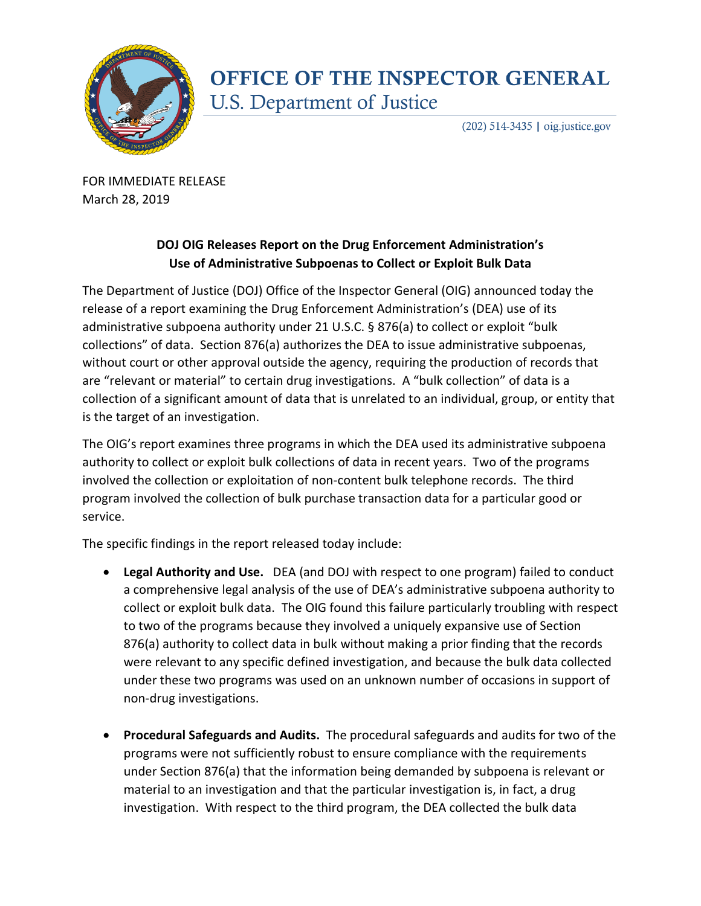# OFFICE OF THE INSPECTOR GENERAL

## U.S. Department of Justice

(202) 514-3435 | oig.justice.gov

FOR IMMEDIATE RELEASE
March 28, 2019

### DOJ OIG Releases Report on the Drug Enforcement Administration's Use of Administrative Subpoenas to Collect or Exploit Bulk Data

The Department of Justice (DOJ) Office of the Inspector General (OIG) announced today the release of a report examining the Drug Enforcement Administration's (DEA) use of its administrative subpoena authority under 21 U.S.C. § 876(a) to collect or exploit "bulk collections" of data. Section 876(a) authorizes the DEA to issue administrative subpoenas, without court or other approval outside the agency, requiring the production of records that are "relevant or material" to certain drug investigations. A "bulk collection" of data is a collection of a significant amount of data that is unrelated to an individual, group, or entity that is the target of an investigation.

The OIG's report examines three programs in which the DEA used its administrative subpoena authority to collect or exploit bulk collections of data in recent years. Two of the programs involved the collection or exploitation of non-content bulk telephone records. The third program involved the collection of bulk purchase transaction data for a particular good or service.

The specific findings in the report released today include:

- **Legal Authority and Use.** DEA (and DOJ with respect to one program) failed to conduct a comprehensive legal analysis of the use of DEA's administrative subpoena authority to collect or exploit bulk data. The OIG found this failure particularly troubling with respect to two of the programs because they involved a uniquely expansive use of Section 876(a) authority to collect data in bulk without making a prior finding that the records were relevant to any specific defined investigation, and because the bulk data collected under these two programs was used on an unknown number of occasions in support of non-drug investigations.

- **Procedural Safeguards and Audits.** The procedural safeguards and audits for two of the programs were not sufficiently robust to ensure compliance with the requirements under Section 876(a) that the information being demanded by subpoena is relevant or material to an investigation and that the particular investigation is, in fact, a drug investigation. With respect to the third program, the DEA collected the bulk data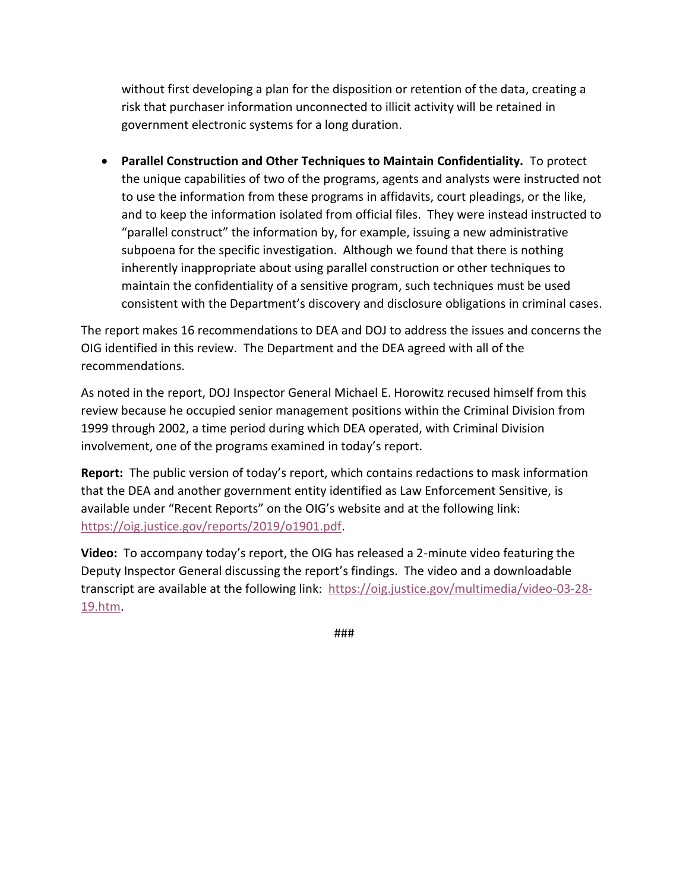without first developing a plan for the disposition or retention of the data, creating a risk that purchaser information unconnected to illicit activity will be retained in government electronic systems for a long duration.

- **Parallel Construction and Other Techniques to Maintain Confidentiality.** To protect the unique capabilities of two of the programs, agents and analysts were instructed not to use the information from these programs in affidavits, court pleadings, or the like, and to keep the information isolated from official files. They were instead instructed to "parallel construct" the information by, for example, issuing a new administrative subpoena for the specific investigation. Although we found that there is nothing inherently inappropriate about using parallel construction or other techniques to maintain the confidentiality of a sensitive program, such techniques must be used consistent with the Department's discovery and disclosure obligations in criminal cases.

The report makes 16 recommendations to DEA and DOJ to address the issues and concerns the OIG identified in this review. The Department and the DEA agreed with all of the recommendations.

As noted in the report, DOJ Inspector General Michael E. Horowitz recused himself from this review because he occupied senior management positions within the Criminal Division from 1999 through 2002, a time period during which DEA operated, with Criminal Division involvement, one of the programs examined in today's report.

**Report:** The public version of today's report, which contains redactions to mask information that the DEA and another government entity identified as Law Enforcement Sensitive, is available under "Recent Reports" on the OIG's website and at the following link: https://oig.justice.gov/reports/2019/o1901.pdf.

**Video:** To accompany today's report, the OIG has released a 2-minute video featuring the Deputy Inspector General discussing the report's findings. The video and a downloadable transcript are available at the following link: https://oig.justice.gov/multimedia/video-03-28-19.htm.

###